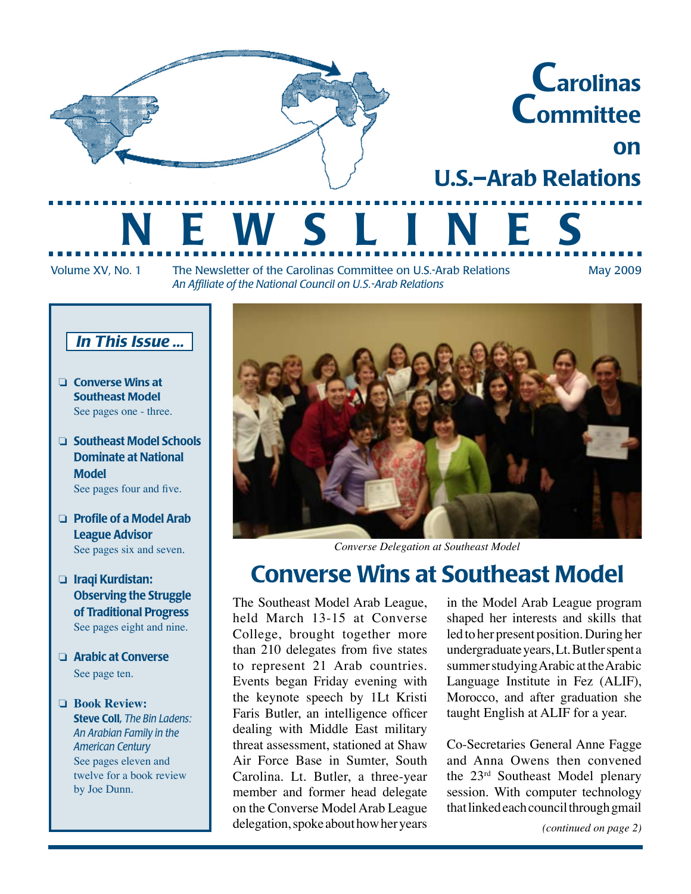# Carolinas Committee on U.S.–Arab Relations

# N E W S L I N E S

Volume XV, No. 1 — The Newsletter of the Carolinas Committee on U.S.-Arab Relations — May 2009

*An Affiliate of the National Council on U.S.-Arab Relations*

### *In This Issue ...*

- **Converse Wins at Southeast Model**
  See pages one - three.
- **Southeast Model Schools Dominate at National Model**
  See pages four and five.
- **Profile of a Model Arab League Advisor**
  See pages six and seven.
- **Iraqi Kurdistan: Observing the Struggle of Traditional Progress**
  See pages eight and nine.
- **Arabic at Converse**
  See page ten.
- **Book Review: Steve Coll**, *The Bin Ladens: An Arabian Family in the American Century*
  See pages eleven and twelve for a book review by Joe Dunn.

*Converse Delegation at Southeast Model*

## Converse Wins at Southeast Model

The Southeast Model Arab League, held March 13-15 at Converse College, brought together more than 210 delegates from five states to represent 21 Arab countries. Events began Friday evening with the keynote speech by 1Lt Kristi Faris Butler, an intelligence officer dealing with Middle East military threat assessment, stationed at Shaw Air Force Base in Sumter, South Carolina. Lt. Butler, a three-year member and former head delegate on the Converse Model Arab League delegation, spoke about how her years in the Model Arab League program shaped her interests and skills that led to her present position. During her undergraduate years, Lt. Butler spent a summer studying Arabic at the Arabic Language Institute in Fez (ALIF), Morocco, and after graduation she taught English at ALIF for a year.

Co-Secretaries General Anne Fagge and Anna Owens then convened the 23rd Southeast Model plenary session. With computer technology that linked each council through gmail

*(continued on page 2)*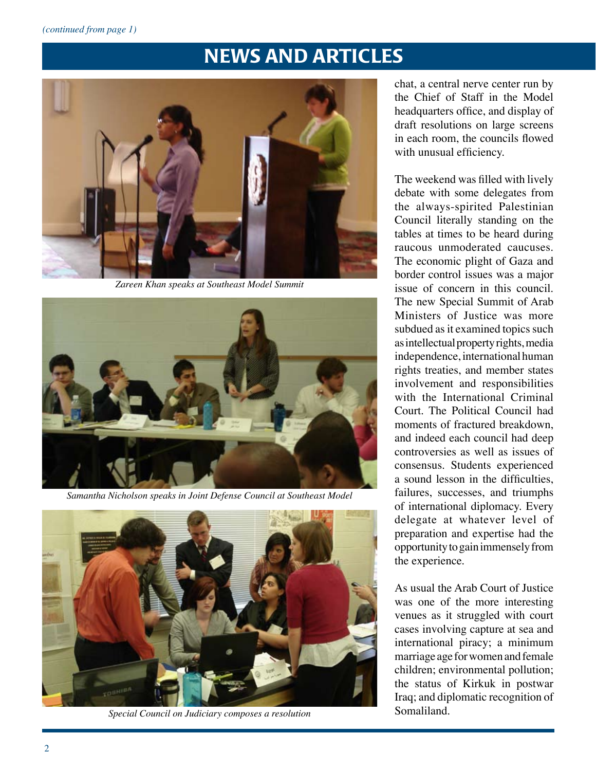*(continued from page 1)*

# NEWS AND ARTICLES

Zareen Khan speaks at Southeast Model Summit

Samantha Nicholson speaks in Joint Defense Council at Southeast Model

Special Council on Judiciary composes a resolution

chat, a central nerve center run by the Chief of Staff in the Model headquarters office, and display of draft resolutions on large screens in each room, the councils flowed with unusual efficiency.

The weekend was filled with lively debate with some delegates from the always-spirited Palestinian Council literally standing on the tables at times to be heard during raucous unmoderated caucuses. The economic plight of Gaza and border control issues was a major issue of concern in this council. The new Special Summit of Arab Ministers of Justice was more subdued as it examined topics such as intellectual property rights, media independence, international human rights treaties, and member states involvement and responsibilities with the International Criminal Court. The Political Council had moments of fractured breakdown, and indeed each council had deep controversies as well as issues of consensus. Students experienced a sound lesson in the difficulties, failures, successes, and triumphs of international diplomacy. Every delegate at whatever level of preparation and expertise had the opportunity to gain immensely from the experience.

As usual the Arab Court of Justice was one of the more interesting venues as it struggled with court cases involving capture at sea and international piracy; a minimum marriage age for women and female children; environmental pollution; the status of Kirkuk in postwar Iraq; and diplomatic recognition of Somaliland.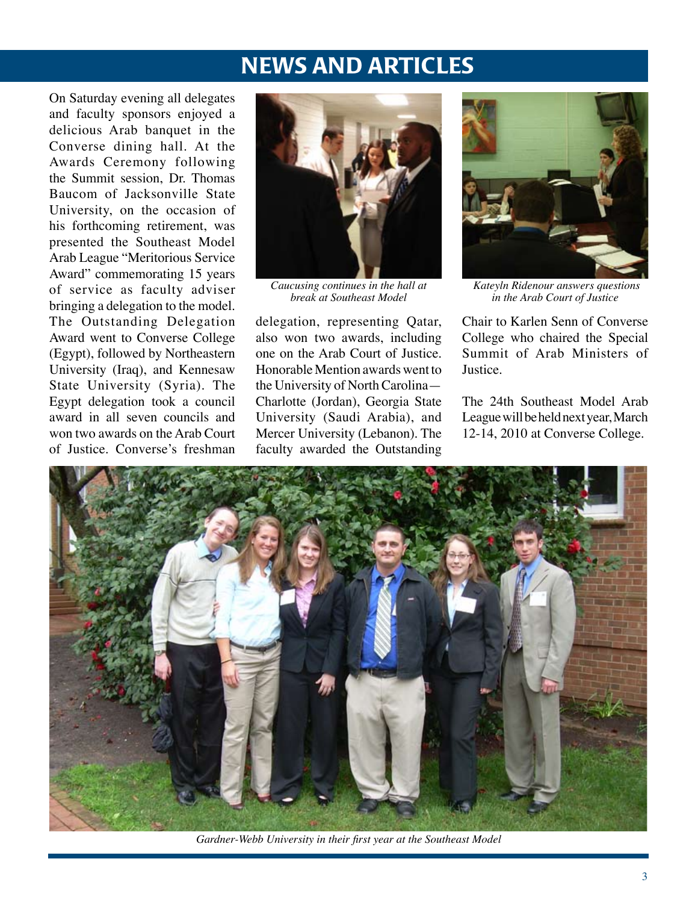# NEWS AND ARTICLES

On Saturday evening all delegates and faculty sponsors enjoyed a delicious Arab banquet in the Converse dining hall. At the Awards Ceremony following the Summit session, Dr. Thomas Baucom of Jacksonville State University, on the occasion of his forthcoming retirement, was presented the Southeast Model Arab League "Meritorious Service Award" commemorating 15 years of service as faculty adviser bringing a delegation to the model. The Outstanding Delegation Award went to Converse College (Egypt), followed by Northeastern University (Iraq), and Kennesaw State University (Syria). The Egypt delegation took a council award in all seven councils and won two awards on the Arab Court of Justice. Converse's freshman delegation, representing Qatar, also won two awards, including one on the Arab Court of Justice. Honorable Mention awards went to the University of North Carolina—Charlotte (Jordan), Georgia State University (Saudi Arabia), and Mercer University (Lebanon). The faculty awarded the Outstanding Chair to Karlen Senn of Converse College who chaired the Special Summit of Arab Ministers of Justice.

*Caucusing continues in the hall at break at Southeast Model*

*Kateyln Ridenour answers questions in the Arab Court of Justice*

The 24th Southeast Model Arab League will be held next year, March 12-14, 2010 at Converse College.

*Gardner-Webb University in their first year at the Southeast Model*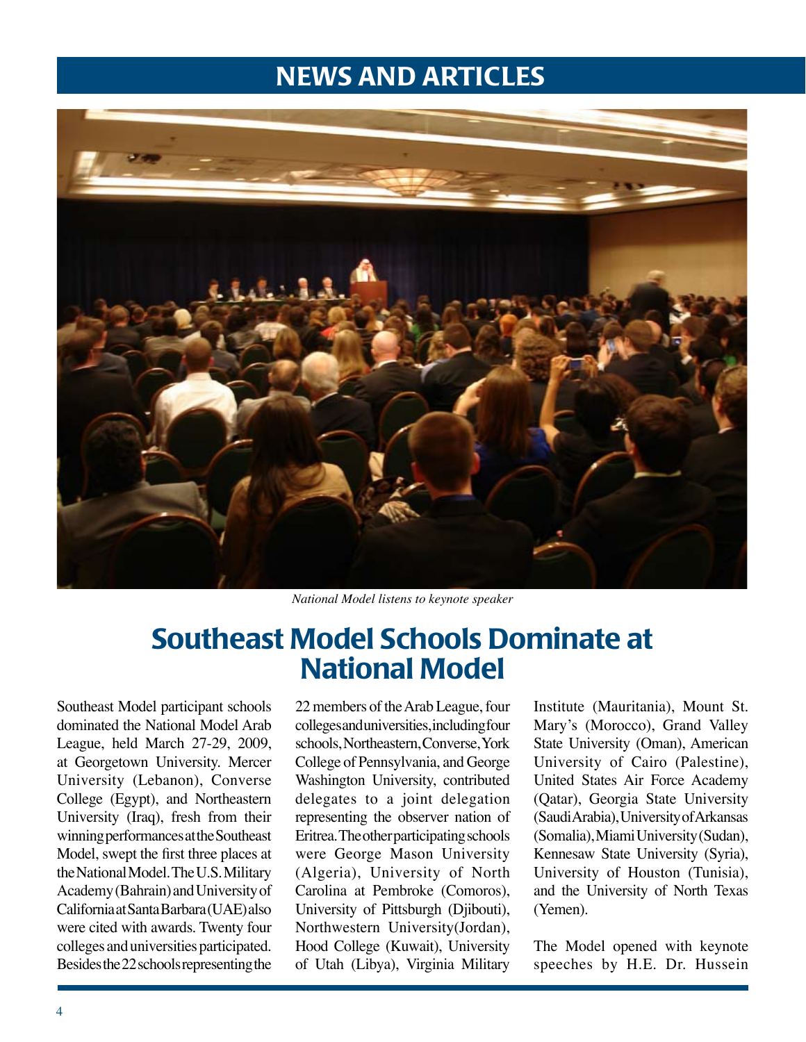# NEWS AND ARTICLES

*National Model listens to keynote speaker*

## Southeast Model Schools Dominate at National Model

Southeast Model participant schools dominated the National Model Arab League, held March 27-29, 2009, at Georgetown University. Mercer University (Lebanon), Converse College (Egypt), and Northeastern University (Iraq), fresh from their winning performances at the Southeast Model, swept the first three places at the National Model. The U.S. Military Academy (Bahrain) and University of California at Santa Barbara (UAE) also were cited with awards. Twenty four colleges and universities participated. Besides the 22 schools representing the 22 members of the Arab League, four colleges and universities, including four schools, Northeastern, Converse, York College of Pennsylvania, and George Washington University, contributed delegates to a joint delegation representing the observer nation of Eritrea. The other participating schools were George Mason University (Algeria), University of North Carolina at Pembroke (Comoros), University of Pittsburgh (Djibouti), Northwestern University(Jordan), Hood College (Kuwait), University of Utah (Libya), Virginia Military Institute (Mauritania), Mount St. Mary's (Morocco), Grand Valley State University (Oman), American University of Cairo (Palestine), United States Air Force Academy (Qatar), Georgia State University (Saudi Arabia), University of Arkansas (Somalia), Miami University (Sudan), Kennesaw State University (Syria), University of Houston (Tunisia), and the University of North Texas (Yemen).

The Model opened with keynote speeches by H.E. Dr. Hussein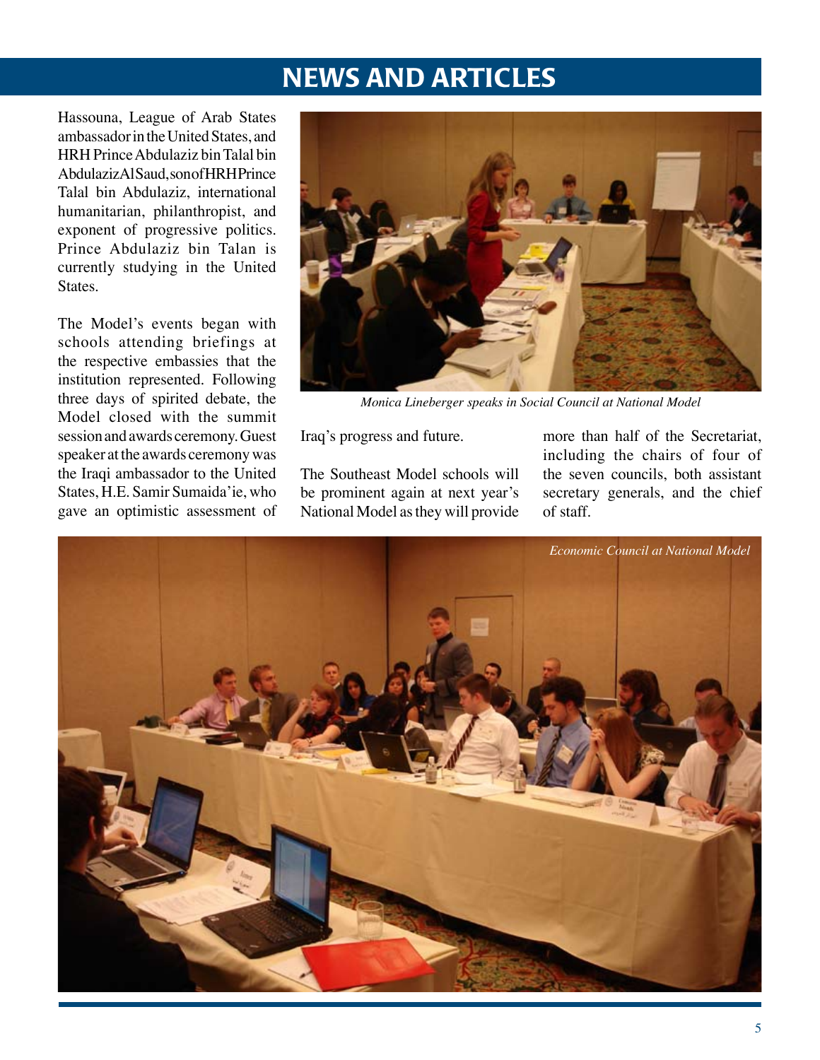# NEWS AND ARTICLES

Hassouna, League of Arab States ambassador in the United States, and HRH Prince Abdulaziz bin Talal bin Abdulaziz Al Saud, son of HRH Prince Talal bin Abdulaziz, international humanitarian, philanthropist, and exponent of progressive politics. Prince Abdulaziz bin Talan is currently studying in the United States.

The Model's events began with schools attending briefings at the respective embassies that the institution represented. Following three days of spirited debate, the Model closed with the summit session and awards ceremony. Guest speaker at the awards ceremony was the Iraqi ambassador to the United States, H.E. Samir Sumaida'ie, who gave an optimistic assessment of Iraq's progress and future.

*Monica Lineberger speaks in Social Council at National Model*

The Southeast Model schools will be prominent again at next year's National Model as they will provide more than half of the Secretariat, including the chairs of four of the seven councils, both assistant secretary generals, and the chief of staff.

*Economic Council at National Model*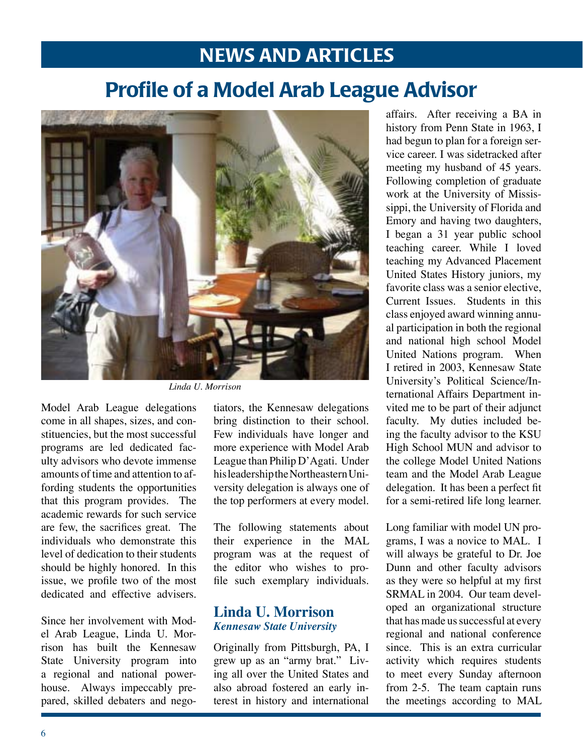# NEWS AND ARTICLES

## Profile of a Model Arab League Advisor

*Linda U. Morrison*

Model Arab League delegations come in all shapes, sizes, and constituencies, but the most successful programs are led dedicated faculty advisors who devote immense amounts of time and attention to affording students the opportunities that this program provides. The academic rewards for such service are few, the sacrifices great. The individuals who demonstrate this level of dedication to their students should be highly honored. In this issue, we profile two of the most dedicated and effective advisers.

Since her involvement with Model Arab League, Linda U. Morrison has built the Kennesaw State University program into a regional and national powerhouse. Always impeccably prepared, skilled debaters and negotiators, the Kennesaw delegations bring distinction to their school. Few individuals have longer and more experience with Model Arab League than Philip D'Agati. Under his leadership the Northeastern University delegation is always one of the top performers at every model.

The following statements about their experience in the MAL program was at the request of the editor who wishes to profile such exemplary individuals.

### Linda U. Morrison
***Kennesaw State University***

Originally from Pittsburgh, PA, I grew up as an "army brat." Living all over the United States and also abroad fostered an early interest in history and international affairs. After receiving a BA in history from Penn State in 1963, I had begun to plan for a foreign service career. I was sidetracked after meeting my husband of 45 years. Following completion of graduate work at the University of Mississippi, the University of Florida and Emory and having two daughters, I began a 31 year public school teaching career. While I loved teaching my Advanced Placement United States History juniors, my favorite class was a senior elective, Current Issues. Students in this class enjoyed award winning annual participation in both the regional and national high school Model United Nations program. When I retired in 2003, Kennesaw State University's Political Science/International Affairs Department invited me to be part of their adjunct faculty. My duties included being the faculty advisor to the KSU High School MUN and advisor to the college Model United Nations team and the Model Arab League delegation. It has been a perfect fit for a semi-retired life long learner.

Long familiar with model UN programs, I was a novice to MAL. I will always be grateful to Dr. Joe Dunn and other faculty advisors as they were so helpful at my first SRMAL in 2004. Our team developed an organizational structure that has made us successful at every regional and national conference since. This is an extra curricular activity which requires students to meet every Sunday afternoon from 2-5. The team captain runs the meetings according to MAL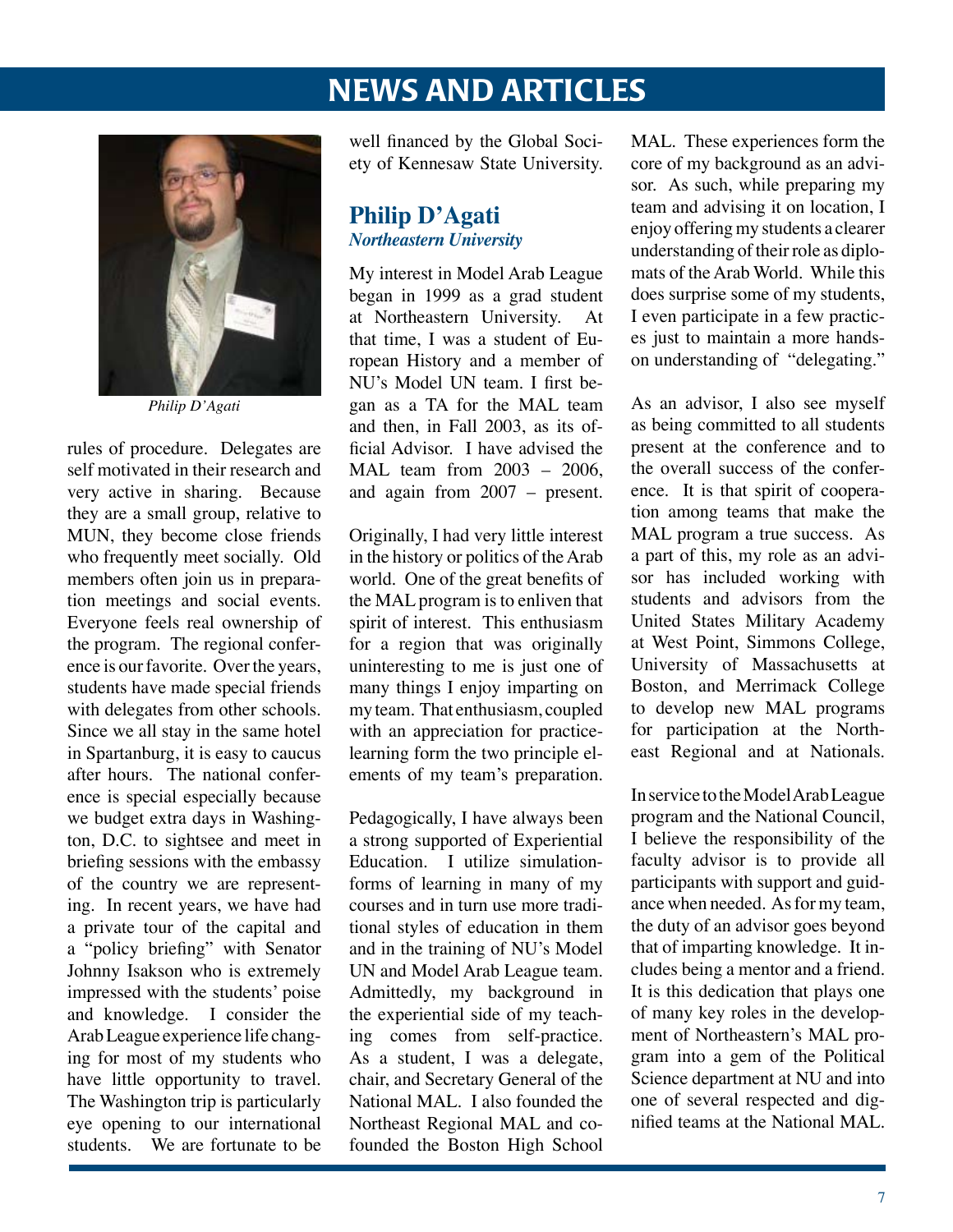# NEWS AND ARTICLES

Philip D'Agati

rules of procedure. Delegates are self motivated in their research and very active in sharing. Because they are a small group, relative to MUN, they become close friends who frequently meet socially. Old members often join us in preparation meetings and social events. Everyone feels real ownership of the program. The regional conference is our favorite. Over the years, students have made special friends with delegates from other schools. Since we all stay in the same hotel in Spartanburg, it is easy to caucus after hours. The national conference is special especially because we budget extra days in Washington, D.C. to sightsee and meet in briefing sessions with the embassy of the country we are representing. In recent years, we have had a private tour of the capital and a "policy briefing" with Senator Johnny Isakson who is extremely impressed with the students' poise and knowledge. I consider the Arab League experience life changing for most of my students who have little opportunity to travel. The Washington trip is particularly eye opening to our international students. We are fortunate to be well financed by the Global Society of Kennesaw State University.

## Philip D'Agati
### *Northeastern University*

My interest in Model Arab League began in 1999 as a grad student at Northeastern University. At that time, I was a student of European History and a member of NU's Model UN team. I first began as a TA for the MAL team and then, in Fall 2003, as its official Advisor. I have advised the MAL team from 2003 – 2006, and again from 2007 – present.

Originally, I had very little interest in the history or politics of the Arab world. One of the great benefits of the MAL program is to enliven that spirit of interest. This enthusiasm for a region that was originally uninteresting to me is just one of many things I enjoy imparting on my team. That enthusiasm, coupled with an appreciation for practice-learning form the two principle elements of my team's preparation.

Pedagogically, I have always been a strong supported of Experiential Education. I utilize simulation-forms of learning in many of my courses and in turn use more traditional styles of education in them and in the training of NU's Model UN and Model Arab League team. Admittedly, my background in the experiential side of my teaching comes from self-practice. As a student, I was a delegate, chair, and Secretary General of the National MAL. I also founded the Northeast Regional MAL and co-founded the Boston High School MAL. These experiences form the core of my background as an advisor. As such, while preparing my team and advising it on location, I enjoy offering my students a clearer understanding of their role as diplomats of the Arab World. While this does surprise some of my students, I even participate in a few practices just to maintain a more hands-on understanding of "delegating."

As an advisor, I also see myself as being committed to all students present at the conference and to the overall success of the conference. It is that spirit of cooperation among teams that make the MAL program a true success. As a part of this, my role as an advisor has included working with students and advisors from the United States Military Academy at West Point, Simmons College, University of Massachusetts at Boston, and Merrimack College to develop new MAL programs for participation at the Northeast Regional and at Nationals.

In service to the Model Arab League program and the National Council, I believe the responsibility of the faculty advisor is to provide all participants with support and guidance when needed. As for my team, the duty of an advisor goes beyond that of imparting knowledge. It includes being a mentor and a friend. It is this dedication that plays one of many key roles in the development of Northeastern's MAL program into a gem of the Political Science department at NU and into one of several respected and dignified teams at the National MAL.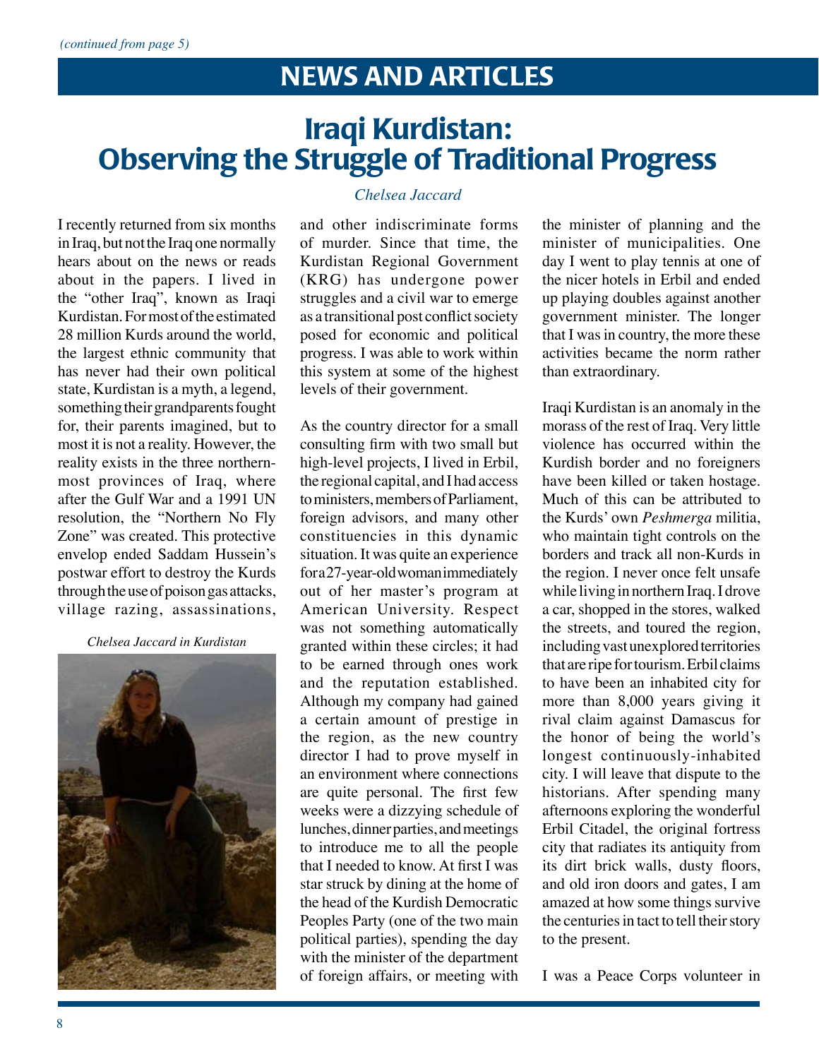*(continued from page 5)*

# NEWS AND ARTICLES

## Iraqi Kurdistan: Observing the Struggle of Traditional Progress

*Chelsea Jaccard*

I recently returned from six months in Iraq, but not the Iraq one normally hears about on the news or reads about in the papers. I lived in the "other Iraq", known as Iraqi Kurdistan. For most of the estimated 28 million Kurds around the world, the largest ethnic community that has never had their own political state, Kurdistan is a myth, a legend, something their grandparents fought for, their parents imagined, but to most it is not a reality. However, the reality exists in the three northern-most provinces of Iraq, where after the Gulf War and a 1991 UN resolution, the "Northern No Fly Zone" was created. This protective envelop ended Saddam Hussein's postwar effort to destroy the Kurds through the use of poison gas attacks, village razing, assassinations, and other indiscriminate forms of murder. Since that time, the Kurdistan Regional Government (KRG) has undergone power struggles and a civil war to emerge as a transitional post conflict society posed for economic and political progress. I was able to work within this system at some of the highest levels of their government.

*Chelsea Jaccard in Kurdistan*

As the country director for a small consulting firm with two small but high-level projects, I lived in Erbil, the regional capital, and I had access to ministers, members of Parliament, foreign advisors, and many other constituencies in this dynamic situation. It was quite an experience for a 27-year-old woman immediately out of her master's program at American University. Respect was not something automatically granted within these circles; it had to be earned through ones work and the reputation established. Although my company had gained a certain amount of prestige in the region, as the new country director I had to prove myself in an environment where connections are quite personal. The first few weeks were a dizzying schedule of lunches, dinner parties, and meetings to introduce me to all the people that I needed to know. At first I was star struck by dining at the home of the head of the Kurdish Democratic Peoples Party (one of the two main political parties), spending the day with the minister of the department of foreign affairs, or meeting with the minister of planning and the minister of municipalities. One day I went to play tennis at one of the nicer hotels in Erbil and ended up playing doubles against another government minister. The longer that I was in country, the more these activities became the norm rather than extraordinary.

Iraqi Kurdistan is an anomaly in the morass of the rest of Iraq. Very little violence has occurred within the Kurdish border and no foreigners have been killed or taken hostage. Much of this can be attributed to the Kurds' own *Peshmerga* militia, who maintain tight controls on the borders and track all non-Kurds in the region. I never once felt unsafe while living in northern Iraq. I drove a car, shopped in the stores, walked the streets, and toured the region, including vast unexplored territories that are ripe for tourism. Erbil claims to have been an inhabited city for more than 8,000 years giving it rival claim against Damascus for the honor of being the world's longest continuously-inhabited city. I will leave that dispute to the historians. After spending many afternoons exploring the wonderful Erbil Citadel, the original fortress city that radiates its antiquity from its dirt brick walls, dusty floors, and old iron doors and gates, I am amazed at how some things survive the centuries in tact to tell their story to the present.

I was a Peace Corps volunteer in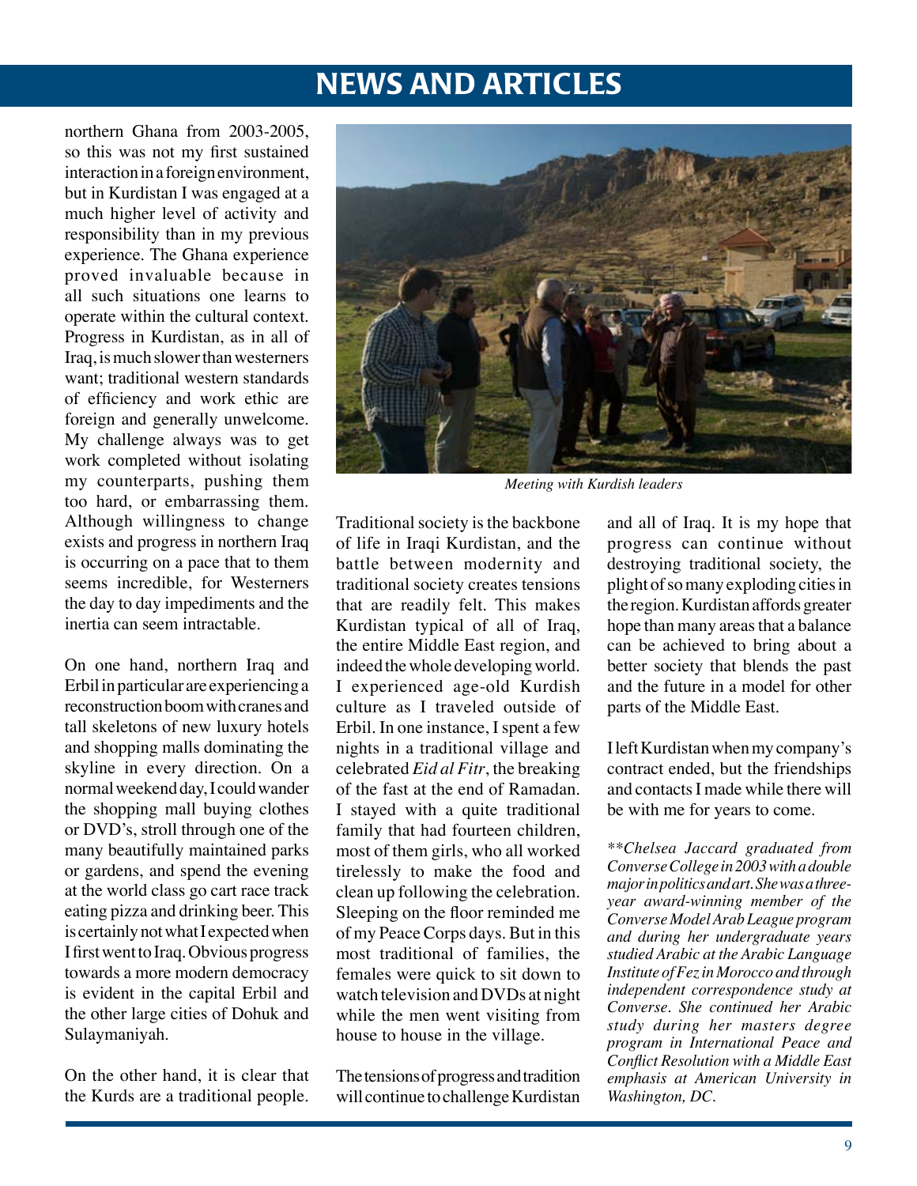# NEWS AND ARTICLES

northern Ghana from 2003-2005, so this was not my first sustained interaction in a foreign environment, but in Kurdistan I was engaged at a much higher level of activity and responsibility than in my previous experience. The Ghana experience proved invaluable because in all such situations one learns to operate within the cultural context. Progress in Kurdistan, as in all of Iraq, is much slower than westerners want; traditional western standards of efficiency and work ethic are foreign and generally unwelcome. My challenge always was to get work completed without isolating my counterparts, pushing them too hard, or embarrassing them. Although willingness to change exists and progress in northern Iraq is occurring on a pace that to them seems incredible, for Westerners the day to day impediments and the inertia can seem intractable.

On one hand, northern Iraq and Erbil in particular are experiencing a reconstruction boom with cranes and tall skeletons of new luxury hotels and shopping malls dominating the skyline in every direction. On a normal weekend day, I could wander the shopping mall buying clothes or DVD's, stroll through one of the many beautifully maintained parks or gardens, and spend the evening at the world class go cart race track eating pizza and drinking beer. This is certainly not what I expected when I first went to Iraq. Obvious progress towards a more modern democracy is evident in the capital Erbil and the other large cities of Dohuk and Sulaymaniyah.

On the other hand, it is clear that the Kurds are a traditional people.

*Meeting with Kurdish leaders*

Traditional society is the backbone of life in Iraqi Kurdistan, and the battle between modernity and traditional society creates tensions that are readily felt. This makes Kurdistan typical of all of Iraq, the entire Middle East region, and indeed the whole developing world. I experienced age-old Kurdish culture as I traveled outside of Erbil. In one instance, I spent a few nights in a traditional village and celebrated *Eid al Fitr*, the breaking of the fast at the end of Ramadan. I stayed with a quite traditional family that had fourteen children, most of them girls, who all worked tirelessly to make the food and clean up following the celebration. Sleeping on the floor reminded me of my Peace Corps days. But in this most traditional of families, the females were quick to sit down to watch television and DVDs at night while the men went visiting from house to house in the village.

The tensions of progress and tradition will continue to challenge Kurdistan and all of Iraq. It is my hope that progress can continue without destroying traditional society, the plight of so many exploding cities in the region. Kurdistan affords greater hope than many areas that a balance can be achieved to bring about a better society that blends the past and the future in a model for other parts of the Middle East.

I left Kurdistan when my company's contract ended, but the friendships and contacts I made while there will be with me for years to come.

*\*\*Chelsea Jaccard graduated from Converse College in 2003 with a double major in politics and art. She was a three-year award-winning member of the Converse Model Arab League program and during her undergraduate years studied Arabic at the Arabic Language Institute of Fez in Morocco and through independent correspondence study at Converse. She continued her Arabic study during her masters degree program in International Peace and Conflict Resolution with a Middle East emphasis at American University in Washington, DC.*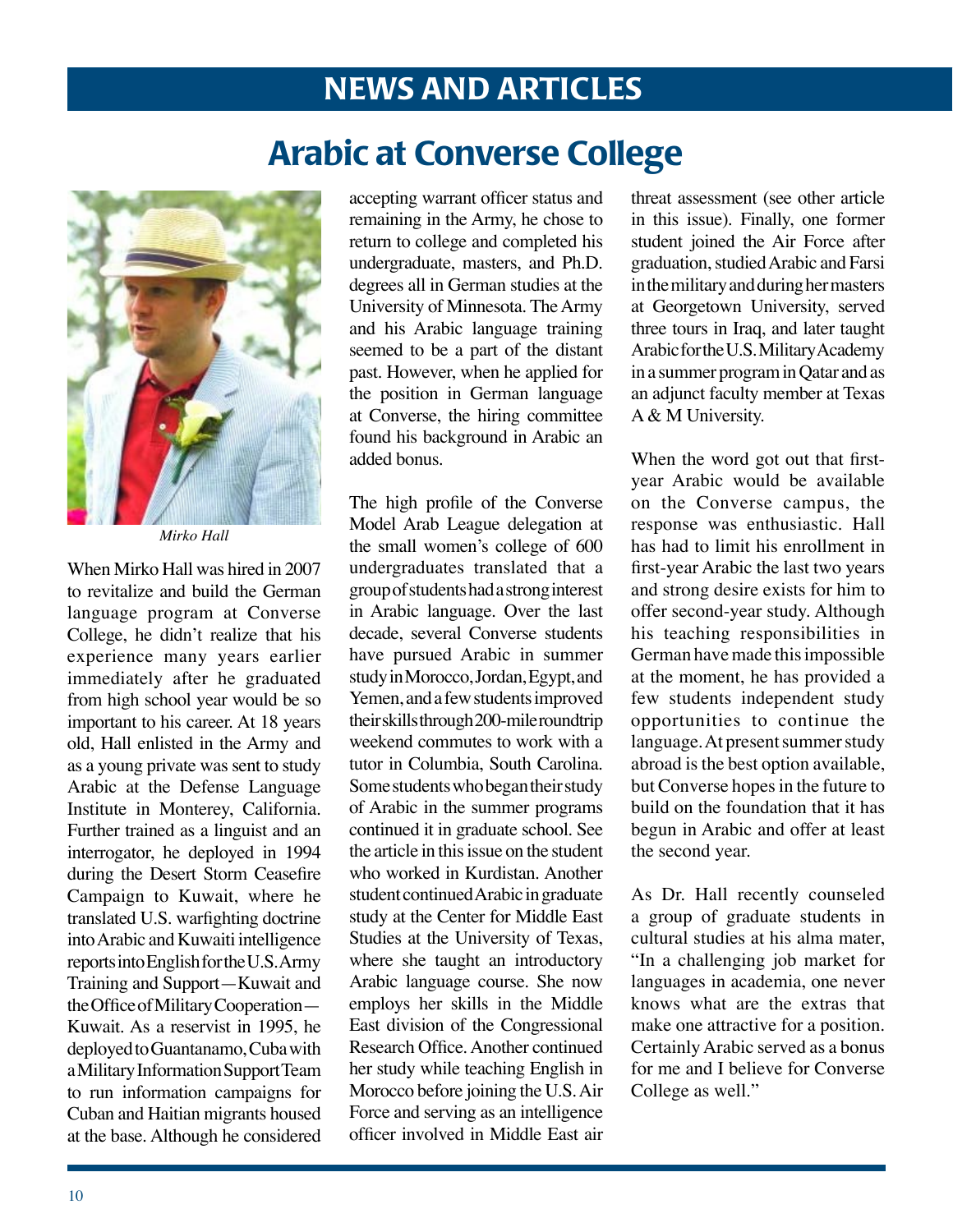# NEWS AND ARTICLES

## Arabic at Converse College

*Mirko Hall*

When Mirko Hall was hired in 2007 to revitalize and build the German language program at Converse College, he didn't realize that his experience many years earlier immediately after he graduated from high school year would be so important to his career. At 18 years old, Hall enlisted in the Army and as a young private was sent to study Arabic at the Defense Language Institute in Monterey, California. Further trained as a linguist and an interrogator, he deployed in 1994 during the Desert Storm Ceasefire Campaign to Kuwait, where he translated U.S. warfighting doctrine into Arabic and Kuwaiti intelligence reports into English for the U.S. Army Training and Support—Kuwait and the Office of Military Cooperation—Kuwait. As a reservist in 1995, he deployed to Guantanamo, Cuba with a Military Information Support Team to run information campaigns for Cuban and Haitian migrants housed at the base. Although he considered accepting warrant officer status and remaining in the Army, he chose to return to college and completed his undergraduate, masters, and Ph.D. degrees all in German studies at the University of Minnesota. The Army and his Arabic language training seemed to be a part of the distant past. However, when he applied for the position in German language at Converse, the hiring committee found his background in Arabic an added bonus.

The high profile of the Converse Model Arab League delegation at the small women's college of 600 undergraduates translated that a group of students had a strong interest in Arabic language. Over the last decade, several Converse students have pursued Arabic in summer study in Morocco, Jordan, Egypt, and Yemen, and a few students improved their skills through 200-mile roundtrip weekend commutes to work with a tutor in Columbia, South Carolina. Some students who began their study of Arabic in the summer programs continued it in graduate school. See the article in this issue on the student who worked in Kurdistan. Another student continued Arabic in graduate study at the Center for Middle East Studies at the University of Texas, where she taught an introductory Arabic language course. She now employs her skills in the Middle East division of the Congressional Research Office. Another continued her study while teaching English in Morocco before joining the U.S. Air Force and serving as an intelligence officer involved in Middle East air threat assessment (see other article in this issue). Finally, one former student joined the Air Force after graduation, studied Arabic and Farsi in the military and during her masters at Georgetown University, served three tours in Iraq, and later taught Arabic for the U.S. Military Academy in a summer program in Qatar and as an adjunct faculty member at Texas A & M University.

When the word got out that first-year Arabic would be available on the Converse campus, the response was enthusiastic. Hall has had to limit his enrollment in first-year Arabic the last two years and strong desire exists for him to offer second-year study. Although his teaching responsibilities in German have made this impossible at the moment, he has provided a few students independent study opportunities to continue the language. At present summer study abroad is the best option available, but Converse hopes in the future to build on the foundation that it has begun in Arabic and offer at least the second year.

As Dr. Hall recently counseled a group of graduate students in cultural studies at his alma mater, "In a challenging job market for languages in academia, one never knows what are the extras that make one attractive for a position. Certainly Arabic served as a bonus for me and I believe for Converse College as well."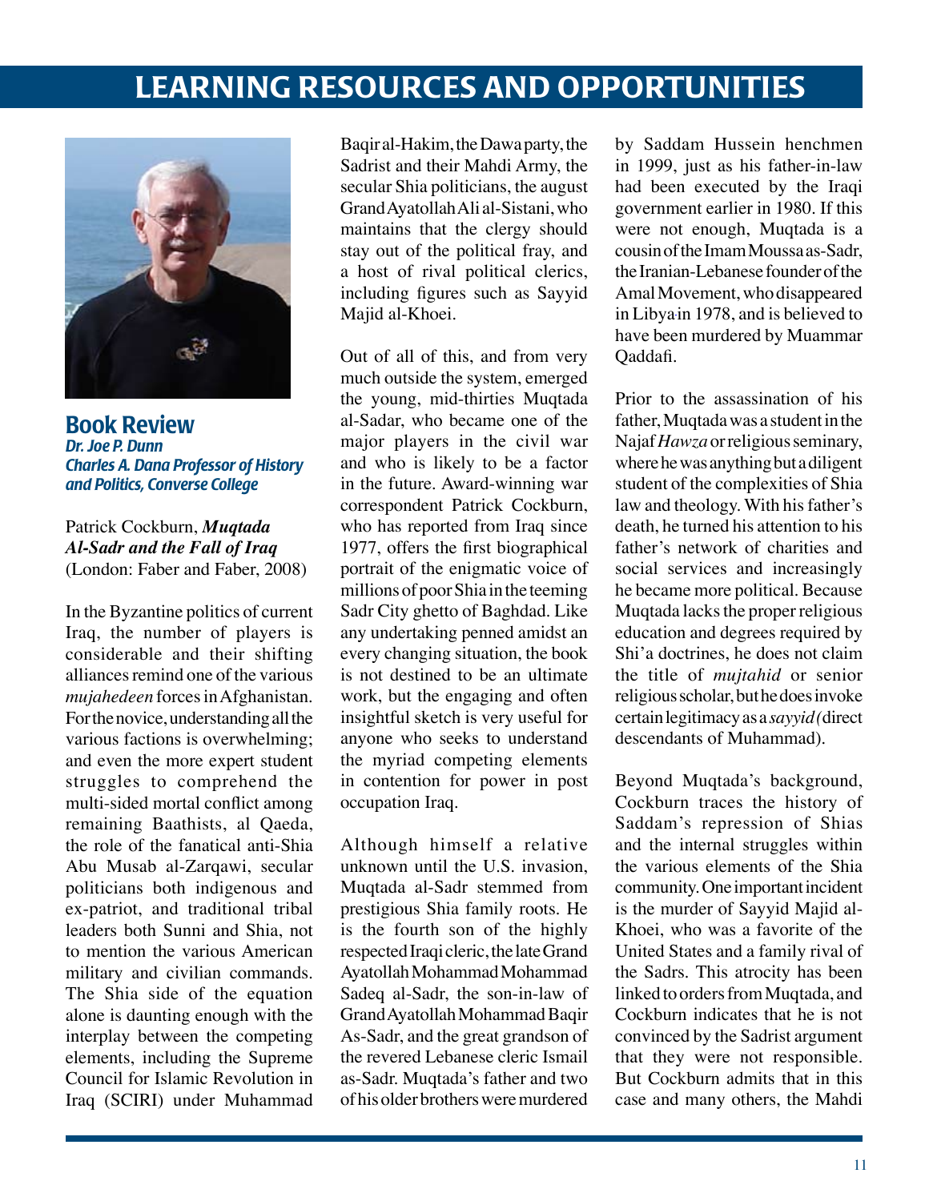# LEARNING RESOURCES AND OPPORTUNITIES

## Book Review

***Dr. Joe P. Dunn***
***Charles A. Dana Professor of History and Politics, Converse College***

Patrick Cockburn, ***Muqtada Al-Sadr and the Fall of Iraq*** (London: Faber and Faber, 2008)

In the Byzantine politics of current Iraq, the number of players is considerable and their shifting alliances remind one of the various *mujahedeen* forces in Afghanistan. For the novice, understanding all the various factions is overwhelming; and even the more expert student struggles to comprehend the multi-sided mortal conflict among remaining Baathists, al Qaeda, the role of the fanatical anti-Shia Abu Musab al-Zarqawi, secular politicians both indigenous and ex-patriot, and traditional tribal leaders both Sunni and Shia, not to mention the various American military and civilian commands. The Shia side of the equation alone is daunting enough with the interplay between the competing elements, including the Supreme Council for Islamic Revolution in Iraq (SCIRI) under Muhammad Baqir al-Hakim, the Dawa party, the Sadrist and their Mahdi Army, the secular Shia politicians, the august Grand Ayatollah Ali al-Sistani, who maintains that the clergy should stay out of the political fray, and a host of rival political clerics, including figures such as Sayyid Majid al-Khoei.

Out of all of this, and from very much outside the system, emerged the young, mid-thirties Muqtada al-Sadar, who became one of the major players in the civil war and who is likely to be a factor in the future. Award-winning war correspondent Patrick Cockburn, who has reported from Iraq since 1977, offers the first biographical portrait of the enigmatic voice of millions of poor Shia in the teeming Sadr City ghetto of Baghdad. Like any undertaking penned amidst an every changing situation, the book is not destined to be an ultimate work, but the engaging and often insightful sketch is very useful for anyone who seeks to understand the myriad competing elements in contention for power in post occupation Iraq.

Although himself a relative unknown until the U.S. invasion, Muqtada al-Sadr stemmed from prestigious Shia family roots. He is the fourth son of the highly respected Iraqi cleric, the late Grand Ayatollah Mohammad Mohammad Sadeq al-Sadr, the son-in-law of Grand Ayatollah Mohammad Baqir As-Sadr, and the great grandson of the revered Lebanese cleric Ismail as-Sadr. Muqtada's father and two of his older brothers were murdered by Saddam Hussein henchmen in 1999, just as his father-in-law had been executed by the Iraqi government earlier in 1980. If this were not enough, Muqtada is a cousin of the Imam Moussa as-Sadr, the Iranian-Lebanese founder of the Amal Movement, who disappeared in Libya in 1978, and is believed to have been murdered by Muammar Qaddafi.

Prior to the assassination of his father, Muqtada was a student in the Najaf *Hawza* or religious seminary, where he was anything but a diligent student of the complexities of Shia law and theology. With his father's death, he turned his attention to his father's network of charities and social services and increasingly he became more political. Because Muqtada lacks the proper religious education and degrees required by Shi'a doctrines, he does not claim the title of *mujtahid* or senior religious scholar, but he does invoke certain legitimacy as a *sayyid* (direct descendants of Muhammad).

Beyond Muqtada's background, Cockburn traces the history of Saddam's repression of Shias and the internal struggles within the various elements of the Shia community. One important incident is the murder of Sayyid Majid al-Khoei, who was a favorite of the United States and a family rival of the Sadrs. This atrocity has been linked to orders from Muqtada, and Cockburn indicates that he is not convinced by the Sadrist argument that they were not responsible. But Cockburn admits that in this case and many others, the Mahdi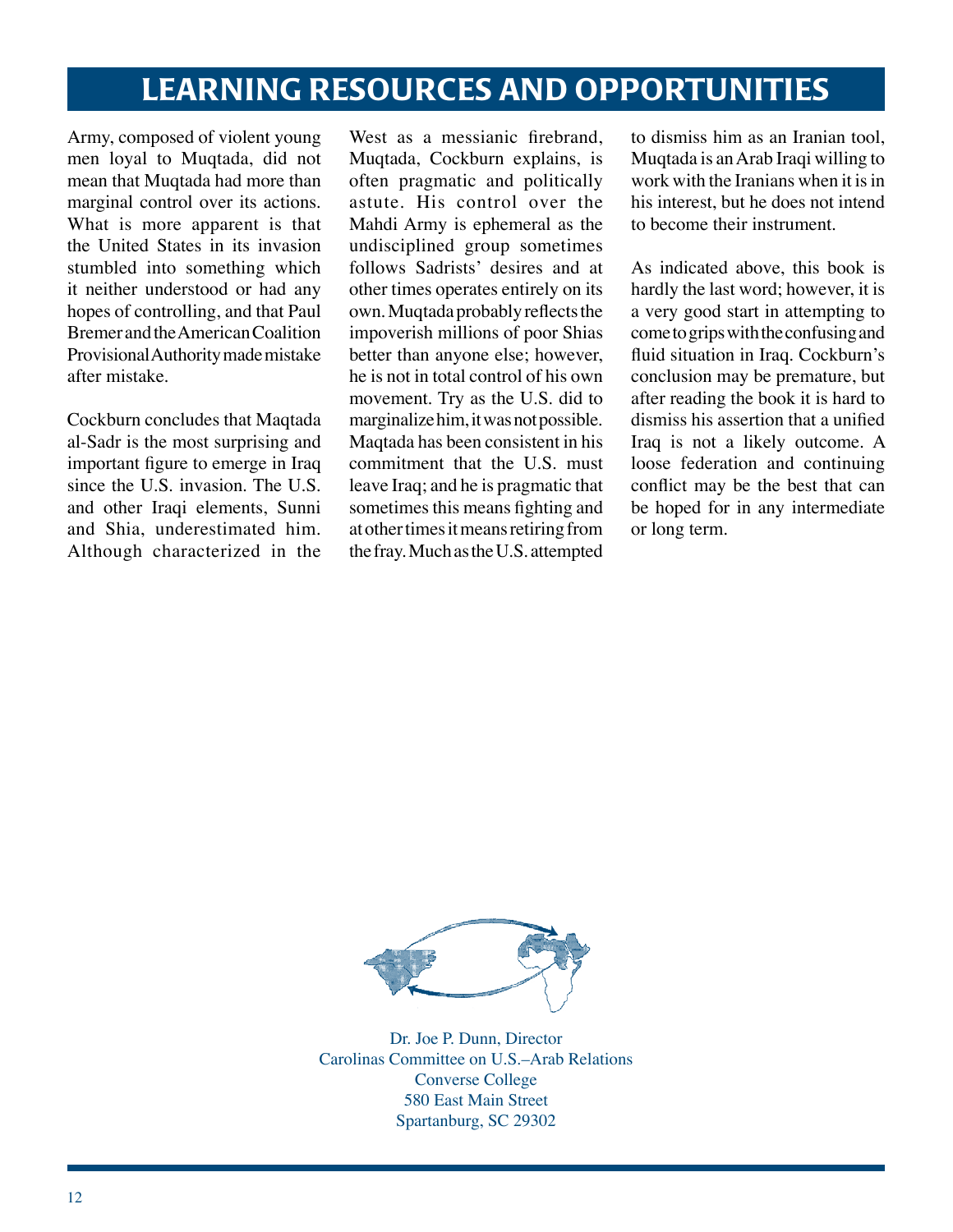# LEARNING RESOURCES AND OPPORTUNITIES

Army, composed of violent young men loyal to Muqtada, did not mean that Muqtada had more than marginal control over its actions. What is more apparent is that the United States in its invasion stumbled into something which it neither understood or had any hopes of controlling, and that Paul Bremer and the American Coalition Provisional Authority made mistake after mistake.

Cockburn concludes that Maqtada al-Sadr is the most surprising and important figure to emerge in Iraq since the U.S. invasion. The U.S. and other Iraqi elements, Sunni and Shia, underestimated him. Although characterized in the West as a messianic firebrand, Muqtada, Cockburn explains, is often pragmatic and politically astute. His control over the Mahdi Army is ephemeral as the undisciplined group sometimes follows Sadrists' desires and at other times operates entirely on its own. Muqtada probably reflects the impoverish millions of poor Shias better than anyone else; however, he is not in total control of his own movement. Try as the U.S. did to marginalize him, it was not possible. Maqtada has been consistent in his commitment that the U.S. must leave Iraq; and he is pragmatic that sometimes this means fighting and at other times it means retiring from the fray. Much as the U.S. attempted to dismiss him as an Iranian tool, Muqtada is an Arab Iraqi willing to work with the Iranians when it is in his interest, but he does not intend to become their instrument.

As indicated above, this book is hardly the last word; however, it is a very good start in attempting to come to grips with the confusing and fluid situation in Iraq. Cockburn's conclusion may be premature, but after reading the book it is hard to dismiss his assertion that a unified Iraq is not a likely outcome. A loose federation and continuing conflict may be the best that can be hoped for in any intermediate or long term.

Dr. Joe P. Dunn, Director
Carolinas Committee on U.S.–Arab Relations
Converse College
580 East Main Street
Spartanburg, SC 29302